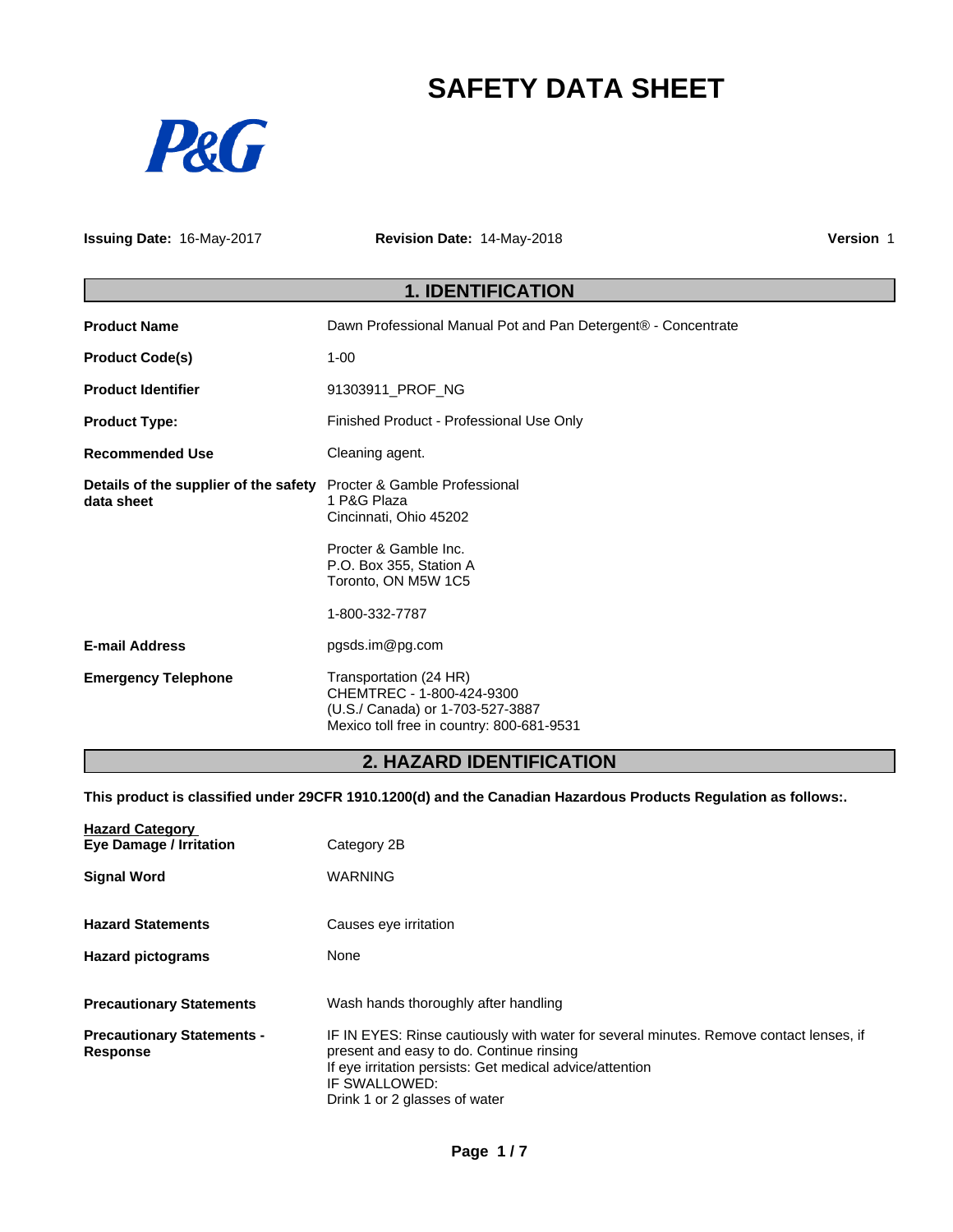# SAFETY DATA SHEET

P&G

**Issuing Date:** 16-May-2017 **Revision Date:** 14-May-2018 **Version** 1

## 1. IDENTIFICATION

| | |
|---|---|
| **Product Name** | Dawn Professional Manual Pot and Pan Detergent® - Concentrate |
| **Product Code(s)** | 1-00 |
| **Product Identifier** | 91303911_PROF_NG |
| **Product Type:** | Finished Product - Professional Use Only |
| **Recommended Use** | Cleaning agent. |
| **Details of the supplier of the safety data sheet** | Procter & Gamble Professional<br>1 P&G Plaza<br>Cincinnati, Ohio 45202<br><br>Procter & Gamble Inc.<br>P.O. Box 355, Station A<br>Toronto, ON M5W 1C5<br><br>1-800-332-7787 |
| **E-mail Address** | pgsds.im@pg.com |
| **Emergency Telephone** | Transportation (24 HR)<br>CHEMTREC - 1-800-424-9300<br>(U.S./ Canada) or 1-703-527-3887<br>Mexico toll free in country: 800-681-9531 |

## 2. HAZARD IDENTIFICATION

**This product is classified under 29CFR 1910.1200(d) and the Canadian Hazardous Products Regulation as follows:.**

| | |
|---|---|
| **Hazard Category**<br>**Eye Damage / Irritation** | Category 2B |
| **Signal Word** | WARNING |
| **Hazard Statements** | Causes eye irritation |
| **Hazard pictograms** | None |
| **Precautionary Statements** | Wash hands thoroughly after handling |
| **Precautionary Statements - Response** | IF IN EYES: Rinse cautiously with water for several minutes. Remove contact lenses, if present and easy to do. Continue rinsing<br>If eye irritation persists: Get medical advice/attention<br>IF SWALLOWED:<br>Drink 1 or 2 glasses of water |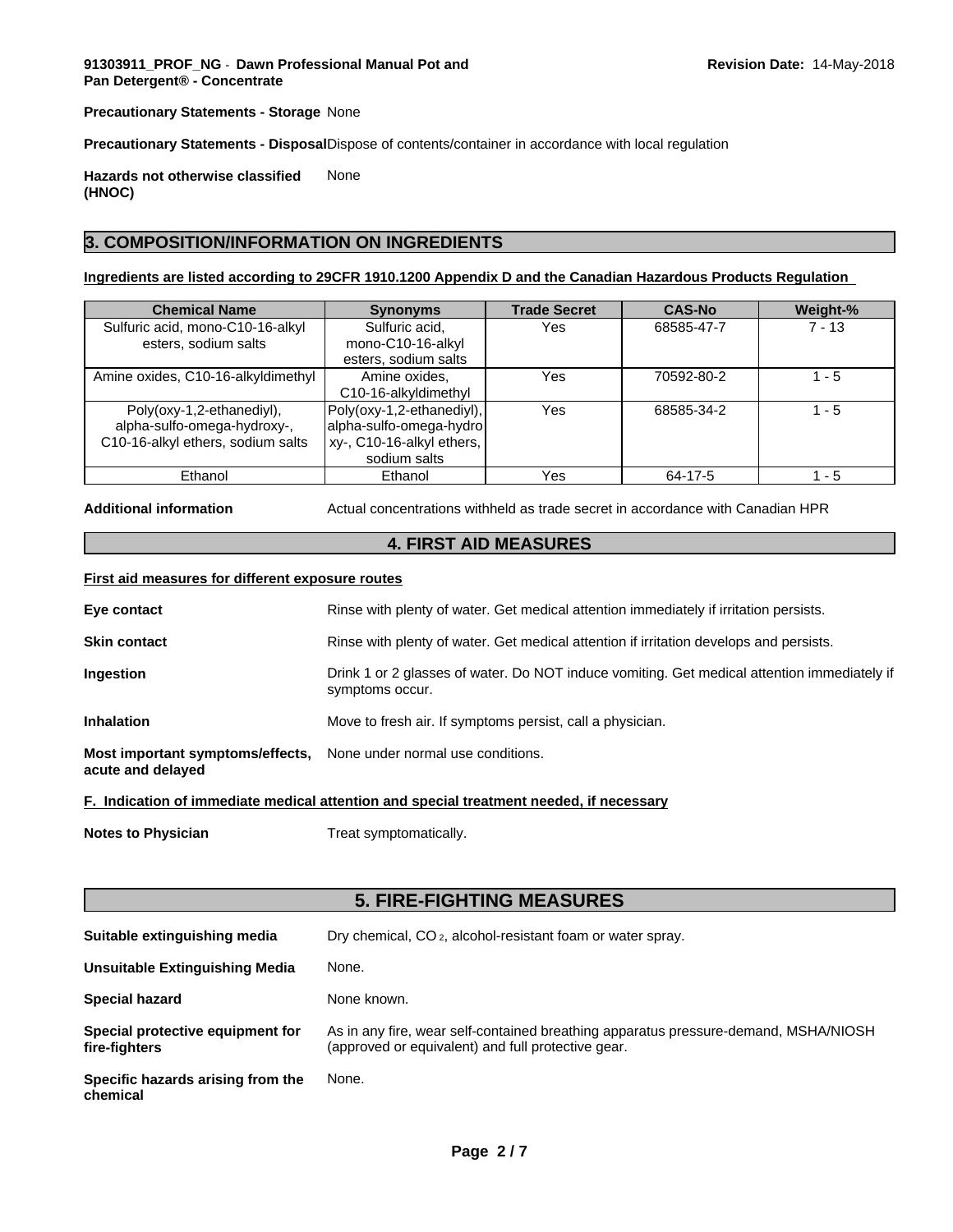**Precautionary Statements - Storage** None

**Precautionary Statements - Disposal** Dispose of contents/container in accordance with local regulation

**Hazards not otherwise classified (HNOC)** None

## 3. COMPOSITION/INFORMATION ON INGREDIENTS

**Ingredients are listed according to 29CFR 1910.1200 Appendix D and the Canadian Hazardous Products Regulation**

| Chemical Name | Synonyms | Trade Secret | CAS-No | Weight-% |
|---|---|---|---|---|
| Sulfuric acid, mono-C10-16-alkyl esters, sodium salts | Sulfuric acid, mono-C10-16-alkyl esters, sodium salts | Yes | 68585-47-7 | 7 - 13 |
| Amine oxides, C10-16-alkyldimethyl | Amine oxides, C10-16-alkyldimethyl | Yes | 70592-80-2 | 1 - 5 |
| Poly(oxy-1,2-ethanediyl), alpha-sulfo-omega-hydroxy-, C10-16-alkyl ethers, sodium salts | Poly(oxy-1,2-ethanediyl), alpha-sulfo-omega-hydroxy-, C10-16-alkyl ethers, sodium salts | Yes | 68585-34-2 | 1 - 5 |
| Ethanol | Ethanol | Yes | 64-17-5 | 1 - 5 |

**Additional information** Actual concentrations withheld as trade secret in accordance with Canadian HPR

## 4. FIRST AID MEASURES

**First aid measures for different exposure routes**

**Eye contact** Rinse with plenty of water. Get medical attention immediately if irritation persists.

**Skin contact** Rinse with plenty of water. Get medical attention if irritation develops and persists.

**Ingestion** Drink 1 or 2 glasses of water. Do NOT induce vomiting. Get medical attention immediately if symptoms occur.

**Inhalation** Move to fresh air. If symptoms persist, call a physician.

**Most important symptoms/effects, acute and delayed** None under normal use conditions.

**F. Indication of immediate medical attention and special treatment needed, if necessary**

**Notes to Physician** Treat symptomatically.

## 5. FIRE-FIGHTING MEASURES

**Suitable extinguishing media** Dry chemical, $CO_2$, alcohol-resistant foam or water spray.

**Unsuitable Extinguishing Media** None.

**Special hazard** None known.

**Special protective equipment for fire-fighters** As in any fire, wear self-contained breathing apparatus pressure-demand, MSHA/NIOSH (approved or equivalent) and full protective gear.

**Specific hazards arising from the chemical** None.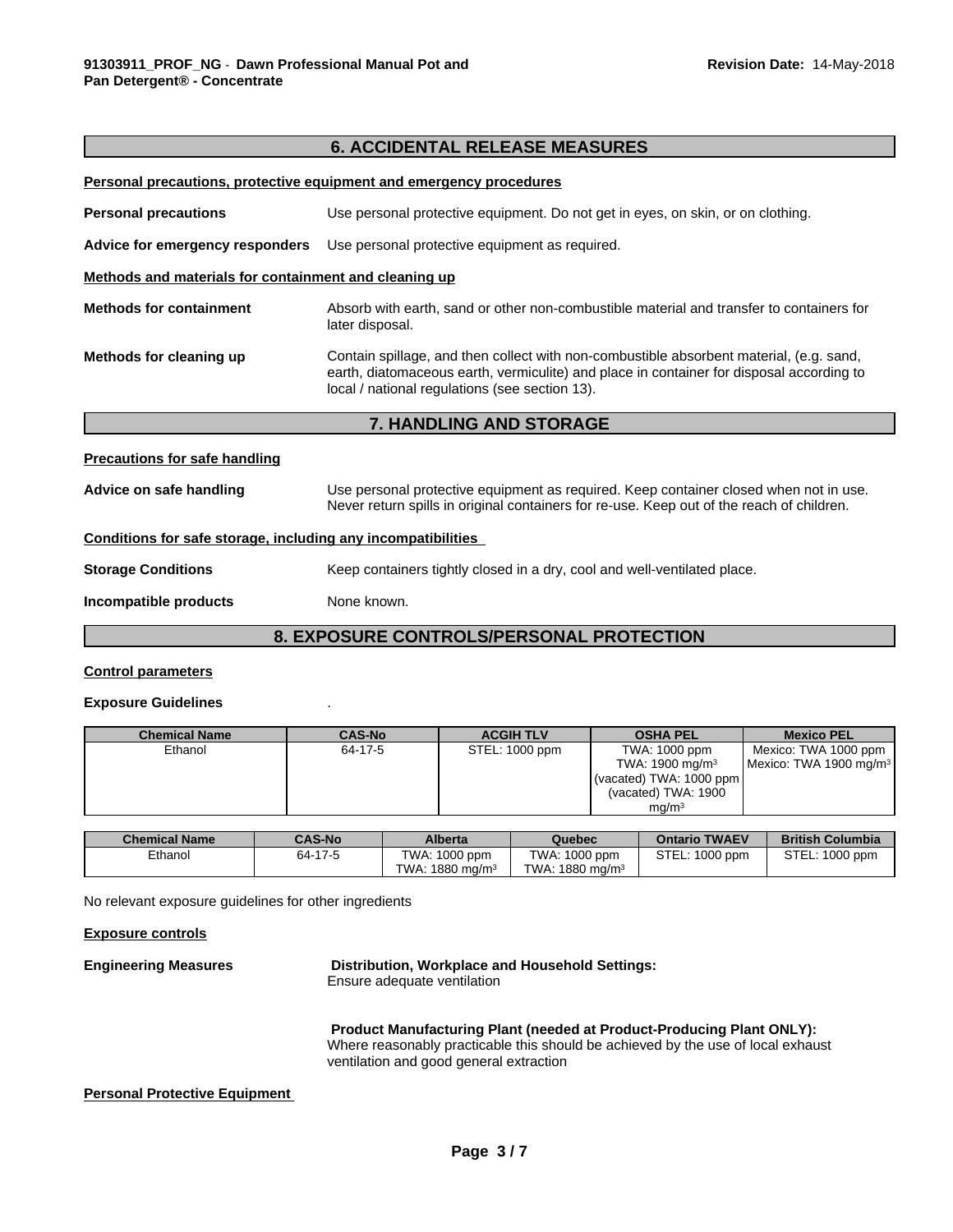## 6. ACCIDENTAL RELEASE MEASURES

**Personal precautions, protective equipment and emergency procedures**

**Personal precautions** Use personal protective equipment. Do not get in eyes, on skin, or on clothing.

**Advice for emergency responders** Use personal protective equipment as required.

**Methods and materials for containment and cleaning up**

**Methods for containment** Absorb with earth, sand or other non-combustible material and transfer to containers for later disposal.

**Methods for cleaning up** Contain spillage, and then collect with non-combustible absorbent material, (e.g. sand, earth, diatomaceous earth, vermiculite) and place in container for disposal according to local / national regulations (see section 13).

## 7. HANDLING AND STORAGE

**Precautions for safe handling**

**Advice on safe handling** Use personal protective equipment as required. Keep container closed when not in use. Never return spills in original containers for re-use. Keep out of the reach of children.

**Conditions for safe storage, including any incompatibilities**

**Storage Conditions** Keep containers tightly closed in a dry, cool and well-ventilated place.

**Incompatible products** None known.

## 8. EXPOSURE CONTROLS/PERSONAL PROTECTION

**Control parameters**

**Exposure Guidelines** .

| Chemical Name | CAS-No | ACGIH TLV | OSHA PEL | Mexico PEL |
|---|---|---|---|---|
| Ethanol | 64-17-5 | STEL: 1000 ppm | TWA: 1000 ppm<br>TWA: 1900 mg/m³<br>(vacated) TWA: 1000 ppm<br>(vacated) TWA: 1900 mg/m³ | Mexico: TWA 1000 ppm<br>Mexico: TWA 1900 mg/m³ |

| Chemical Name | CAS-No | Alberta | Quebec | Ontario TWAEV | British Columbia |
|---|---|---|---|---|---|
| Ethanol | 64-17-5 | TWA: 1000 ppm<br>TWA: 1880 mg/m³ | TWA: 1000 ppm<br>TWA: 1880 mg/m³ | STEL: 1000 ppm | STEL: 1000 ppm |

No relevant exposure guidelines for other ingredients

**Exposure controls**

**Engineering Measures** **Distribution, Workplace and Household Settings:**
Ensure adequate ventilation

**Product Manufacturing Plant (needed at Product-Producing Plant ONLY):**
Where reasonably practicable this should be achieved by the use of local exhaust ventilation and good general extraction

**Personal Protective Equipment**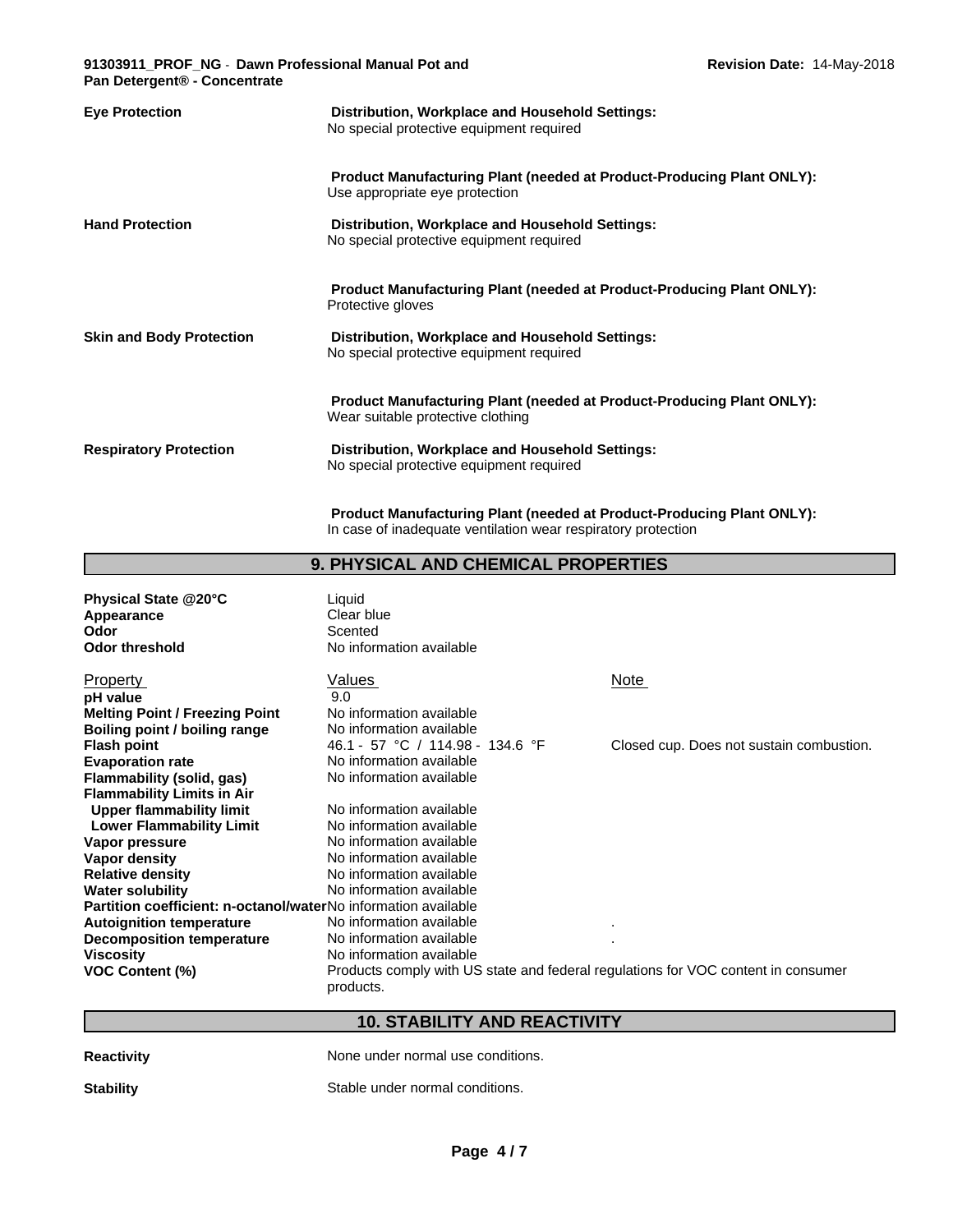| | |
|---|---|
| **Eye Protection** | **Distribution, Workplace and Household Settings:** No special protective equipment required |
| | **Product Manufacturing Plant (needed at Product-Producing Plant ONLY):** Use appropriate eye protection |
| **Hand Protection** | **Distribution, Workplace and Household Settings:** No special protective equipment required |
| | **Product Manufacturing Plant (needed at Product-Producing Plant ONLY):** Protective gloves |
| **Skin and Body Protection** | **Distribution, Workplace and Household Settings:** No special protective equipment required |
| | **Product Manufacturing Plant (needed at Product-Producing Plant ONLY):** Wear suitable protective clothing |
| **Respiratory Protection** | **Distribution, Workplace and Household Settings:** No special protective equipment required |
| | **Product Manufacturing Plant (needed at Product-Producing Plant ONLY):** In case of inadequate ventilation wear respiratory protection |

## 9. PHYSICAL AND CHEMICAL PROPERTIES

| | |
|---|---|
| **Physical State @20°C** | Liquid |
| **Appearance** | Clear blue |
| **Odor** | Scented |
| **Odor threshold** | No information available |

| Property | Values | Note |
|---|---|---|
| **pH value** | 9.0 | |
| **Melting Point / Freezing Point** | No information available | |
| **Boiling point / boiling range** | No information available | |
| **Flash point** | 46.1 - 57 °C / 114.98 - 134.6 °F | Closed cup. Does not sustain combustion. |
| **Evaporation rate** | No information available | |
| **Flammability (solid, gas)** | No information available | |
| **Flammability Limits in Air** | | |
| **Upper flammability limit** | No information available | |
| **Lower Flammability Limit** | No information available | |
| **Vapor pressure** | No information available | |
| **Vapor density** | No information available | |
| **Relative density** | No information available | |
| **Water solubility** | No information available | |
| **Partition coefficient: n-octanol/water** | No information available | |
| **Autoignition temperature** | No information available | . |
| **Decomposition temperature** | No information available | . |
| **Viscosity** | No information available | |
| **VOC Content (%)** | Products comply with US state and federal regulations for VOC content in consumer products. | |

## 10. STABILITY AND REACTIVITY

| | |
|---|---|
| **Reactivity** | None under normal use conditions. |
| **Stability** | Stable under normal conditions. |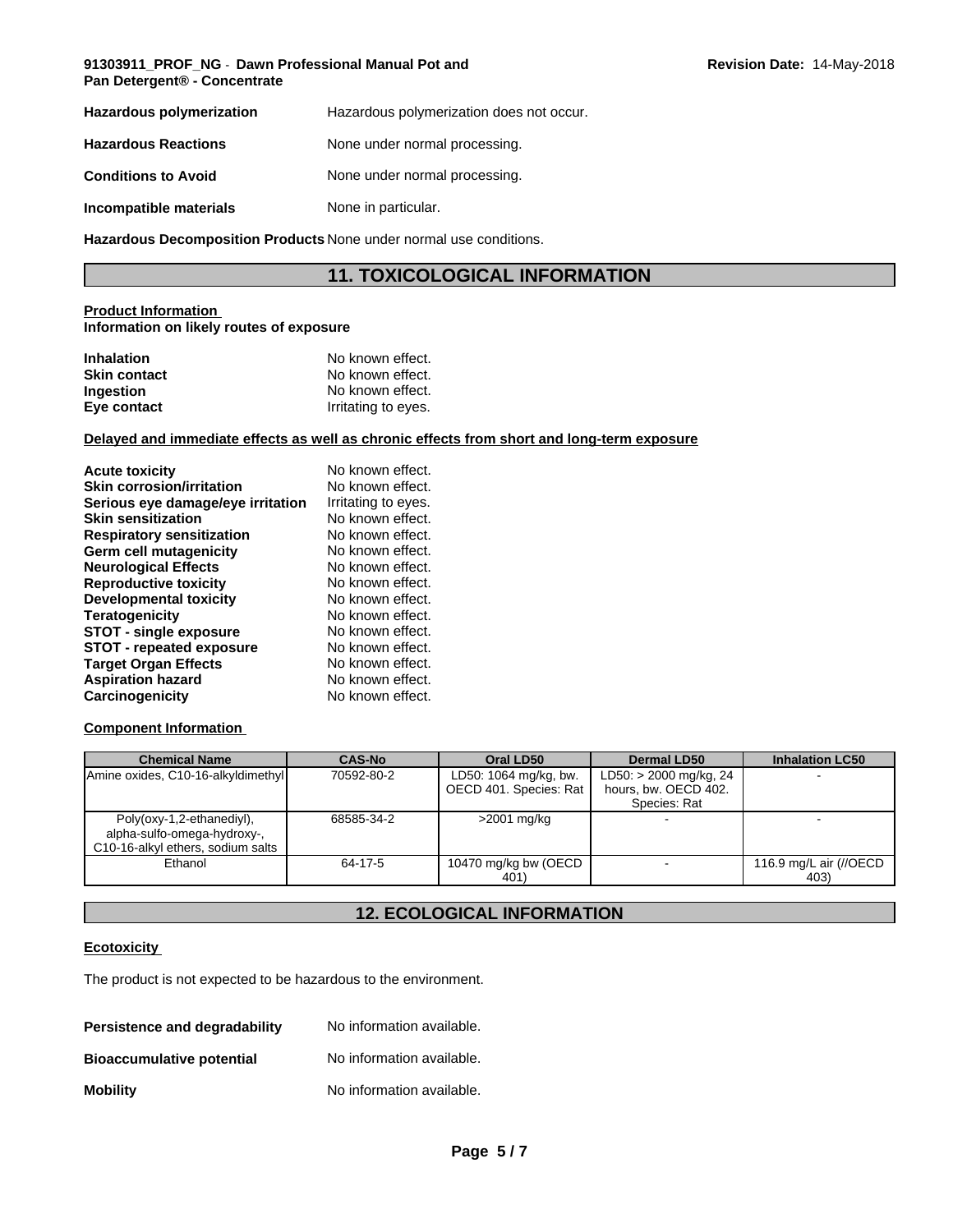| | |
|---|---|
| **Hazardous polymerization** | Hazardous polymerization does not occur. |
| **Hazardous Reactions** | None under normal processing. |
| **Conditions to Avoid** | None under normal processing. |
| **Incompatible materials** | None in particular. |
| **Hazardous Decomposition Products** | None under normal use conditions. |

## 11. TOXICOLOGICAL INFORMATION

**Product Information**
**Information on likely routes of exposure**

| | |
|---|---|
| **Inhalation** | No known effect. |
| **Skin contact** | No known effect. |
| **Ingestion** | No known effect. |
| **Eye contact** | Irritating to eyes. |

**Delayed and immediate effects as well as chronic effects from short and long-term exposure**

| | |
|---|---|
| **Acute toxicity** | No known effect. |
| **Skin corrosion/irritation** | No known effect. |
| **Serious eye damage/eye irritation** | Irritating to eyes. |
| **Skin sensitization** | No known effect. |
| **Respiratory sensitization** | No known effect. |
| **Germ cell mutagenicity** | No known effect. |
| **Neurological Effects** | No known effect. |
| **Reproductive toxicity** | No known effect. |
| **Developmental toxicity** | No known effect. |
| **Teratogenicity** | No known effect. |
| **STOT - single exposure** | No known effect. |
| **STOT - repeated exposure** | No known effect. |
| **Target Organ Effects** | No known effect. |
| **Aspiration hazard** | No known effect. |
| **Carcinogenicity** | No known effect. |

**Component Information**

| Chemical Name | CAS-No | Oral LD50 | Dermal LD50 | Inhalation LC50 |
|---|---|---|---|---|
| Amine oxides, C10-16-alkyldimethyl | 70592-80-2 | LD50: 1064 mg/kg, bw. OECD 401. Species: Rat | LD50: > 2000 mg/kg, 24 hours, bw. OECD 402. Species: Rat | - |
| Poly(oxy-1,2-ethanediyl), alpha-sulfo-omega-hydroxy-, C10-16-alkyl ethers, sodium salts | 68585-34-2 | >2001 mg/kg | - | - |
| Ethanol | 64-17-5 | 10470 mg/kg bw (OECD 401) | - | 116.9 mg/L air (//OECD 403) |

## 12. ECOLOGICAL INFORMATION

**Ecotoxicity**

The product is not expected to be hazardous to the environment.

| | |
|---|---|
| **Persistence and degradability** | No information available. |
| **Bioaccumulative potential** | No information available. |
| **Mobility** | No information available. |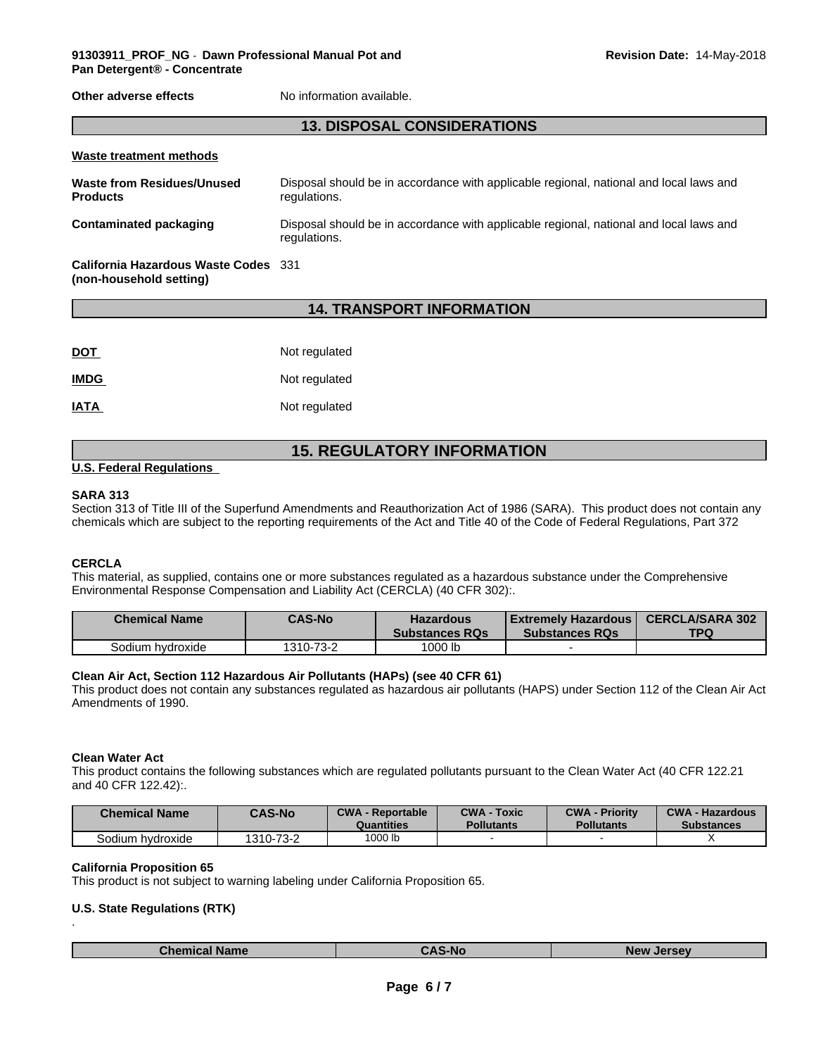**Other adverse effects** No information available.

## 13. DISPOSAL CONSIDERATIONS

**Waste treatment methods**

**Waste from Residues/Unused Products** Disposal should be in accordance with applicable regional, national and local laws and regulations.

**Contaminated packaging** Disposal should be in accordance with applicable regional, national and local laws and regulations.

**California Hazardous Waste Codes (non-household setting)** 331

## 14. TRANSPORT INFORMATION

**DOT** Not regulated

**IMDG** Not regulated

**IATA** Not regulated

## 15. REGULATORY INFORMATION

**U.S. Federal Regulations**

**SARA 313**

Section 313 of Title III of the Superfund Amendments and Reauthorization Act of 1986 (SARA). This product does not contain any chemicals which are subject to the reporting requirements of the Act and Title 40 of the Code of Federal Regulations, Part 372

**CERCLA**

This material, as supplied, contains one or more substances regulated as a hazardous substance under the Comprehensive Environmental Response Compensation and Liability Act (CERCLA) (40 CFR 302):.

| Chemical Name | CAS-No | Hazardous Substances RQs | Extremely Hazardous Substances RQs | CERCLA/SARA 302 TPQ |
|---|---|---|---|---|
| Sodium hydroxide | 1310-73-2 | 1000 lb | - | |

**Clean Air Act, Section 112 Hazardous Air Pollutants (HAPs) (see 40 CFR 61)**

This product does not contain any substances regulated as hazardous air pollutants (HAPS) under Section 112 of the Clean Air Act Amendments of 1990.

**Clean Water Act**

This product contains the following substances which are regulated pollutants pursuant to the Clean Water Act (40 CFR 122.21 and 40 CFR 122.42):.

| Chemical Name | CAS-No | CWA - Reportable Quantities | CWA - Toxic Pollutants | CWA - Priority Pollutants | CWA - Hazardous Substances |
|---|---|---|---|---|---|
| Sodium hydroxide | 1310-73-2 | 1000 lb | - | - | X |

**California Proposition 65**

This product is not subject to warning labeling under California Proposition 65.

**U.S. State Regulations (RTK)**

.

| Chemical Name | CAS-No | New Jersey |
|---|---|---|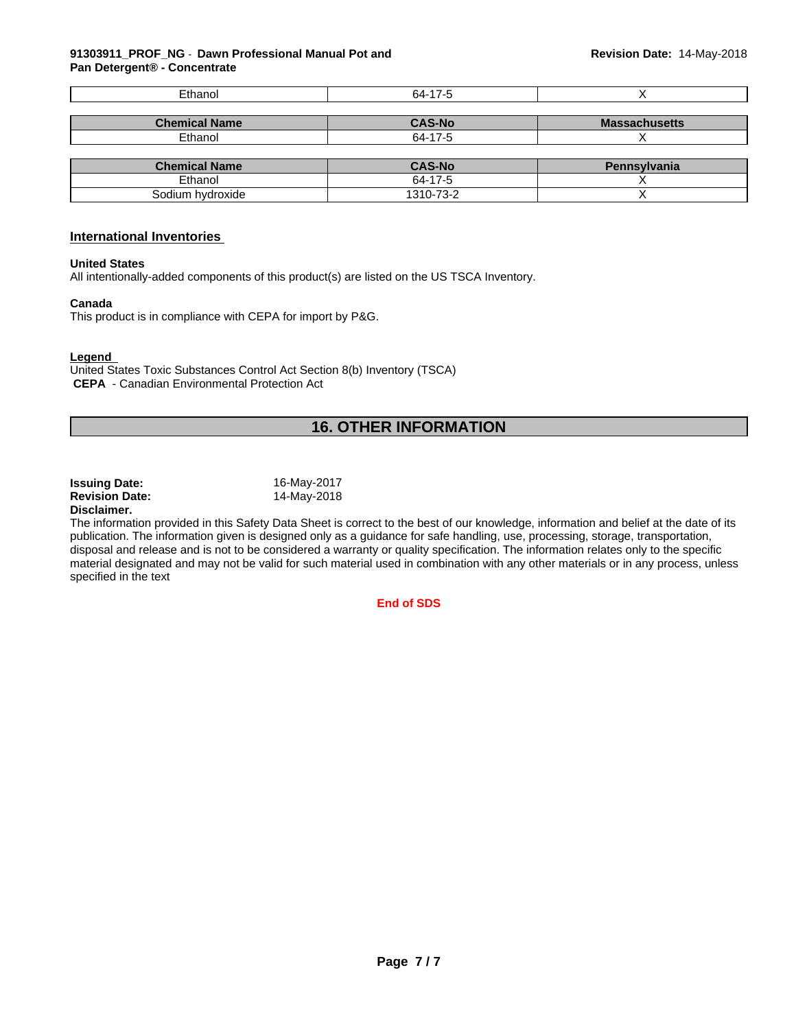| | | |
|---|---|---|
| Ethanol | 64-17-5 | X |

| Chemical Name | CAS-No | Massachusetts |
|---|---|---|
| Ethanol | 64-17-5 | X |

| Chemical Name | CAS-No | Pennsylvania |
|---|---|---|
| Ethanol | 64-17-5 | X |
| Sodium hydroxide | 1310-73-2 | X |

## International Inventories

**United States**

All intentionally-added components of this product(s) are listed on the US TSCA Inventory.

**Canada**

This product is in compliance with CEPA for import by P&G.

**Legend**

United States Toxic Substances Control Act Section 8(b) Inventory (TSCA)

**CEPA** - Canadian Environmental Protection Act

# 16. OTHER INFORMATION

**Issuing Date:** 16-May-2017

**Revision Date:** 14-May-2018

**Disclaimer.**

The information provided in this Safety Data Sheet is correct to the best of our knowledge, information and belief at the date of its publication. The information given is designed only as a guidance for safe handling, use, processing, storage, transportation, disposal and release and is not to be considered a warranty or quality specification. The information relates only to the specific material designated and may not be valid for such material used in combination with any other materials or in any process, unless specified in the text

**End of SDS**